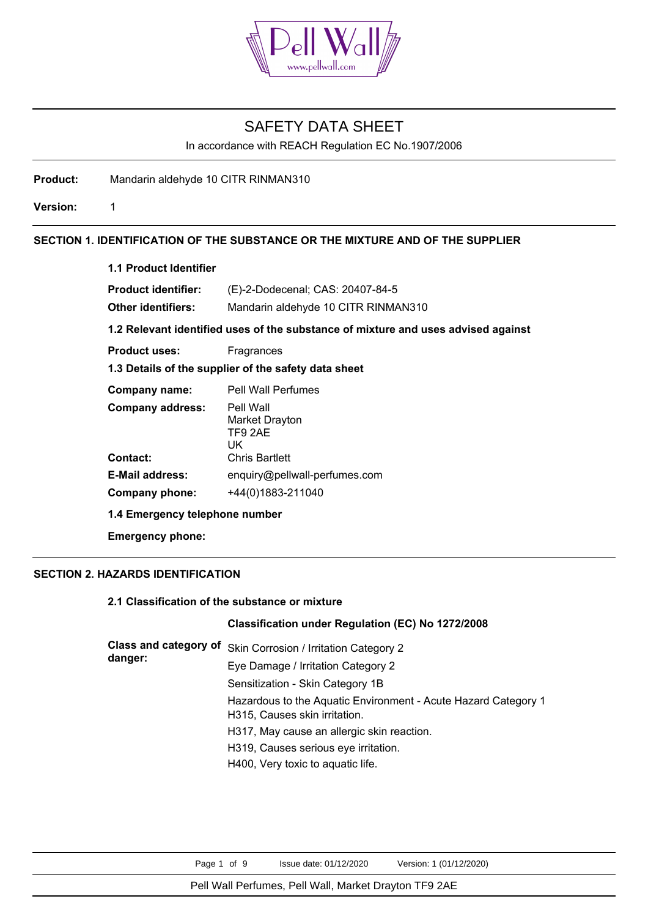# SAFETY DATA SHEET

In accordance with REACH Regulation EC No.1907/2006

**Product:** Mandarin aldehyde 10 CITR RINMAN310

**Version:** 1

## SECTION 1. IDENTIFICATION OF THE SUBSTANCE OR THE MIXTURE AND OF THE SUPPLIER

### 1.1 Product Identifier

**Product identifier:** (E)-2-Dodecenal; CAS: 20407-84-5

**Other identifiers:** Mandarin aldehyde 10 CITR RINMAN310

### 1.2 Relevant identified uses of the substance of mixture and uses advised against

**Product uses:** Fragrances

### 1.3 Details of the supplier of the safety data sheet

**Company name:** Pell Wall Perfumes

**Company address:** Pell Wall
Market Drayton
TF9 2AE
UK

**Contact:** Chris Bartlett

**E-Mail address:** enquiry@pellwall-perfumes.com

**Company phone:** +44(0)1883-211040

### 1.4 Emergency telephone number

**Emergency phone:**

## SECTION 2. HAZARDS IDENTIFICATION

### 2.1 Classification of the substance or mixture

**Classification under Regulation (EC) No 1272/2008**

**Class and category of danger:**

Skin Corrosion / Irritation Category 2

Eye Damage / Irritation Category 2

Sensitization - Skin Category 1B

Hazardous to the Aquatic Environment - Acute Hazard Category 1

H315, Causes skin irritation.

H317, May cause an allergic skin reaction.

H319, Causes serious eye irritation.

H400, Very toxic to aquatic life.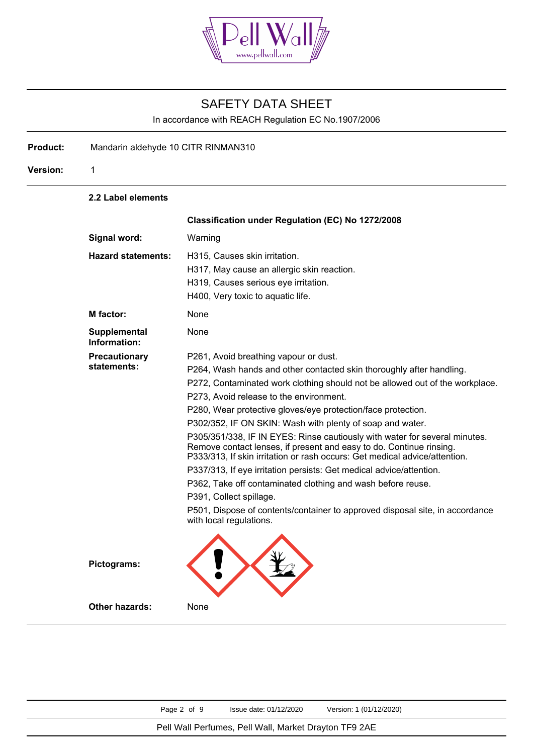SAFETY DATA SHEET

In accordance with REACH Regulation EC No.1907/2006

**Product:** Mandarin aldehyde 10 CITR RINMAN310

**Version:** 1

### 2.2 Label elements

| | **Classification under Regulation (EC) No 1272/2008** |
|---|---|
| **Signal word:** | Warning |
| **Hazard statements:** | H315, Causes skin irritation.<br>H317, May cause an allergic skin reaction.<br>H319, Causes serious eye irritation.<br>H400, Very toxic to aquatic life. |
| **M factor:** | None |
| **Supplemental Information:** | None |
| **Precautionary statements:** | P261, Avoid breathing vapour or dust.<br>P264, Wash hands and other contacted skin thoroughly after handling.<br>P272, Contaminated work clothing should not be allowed out of the workplace.<br>P273, Avoid release to the environment.<br>P280, Wear protective gloves/eye protection/face protection.<br>P302/352, IF ON SKIN: Wash with plenty of soap and water.<br>P305/351/338, IF IN EYES: Rinse cautiously with water for several minutes. Remove contact lenses, if present and easy to do. Continue rinsing.<br>P333/313, If skin irritation or rash occurs: Get medical advice/attention.<br>P337/313, If eye irritation persists: Get medical advice/attention.<br>P362, Take off contaminated clothing and wash before reuse.<br>P391, Collect spillage.<br>P501, Dispose of contents/container to approved disposal site, in accordance with local regulations. |
| **Pictograms:** | |
| **Other hazards:** | None |

Pell Wall Perfumes, Pell Wall, Market Drayton TF9 2AE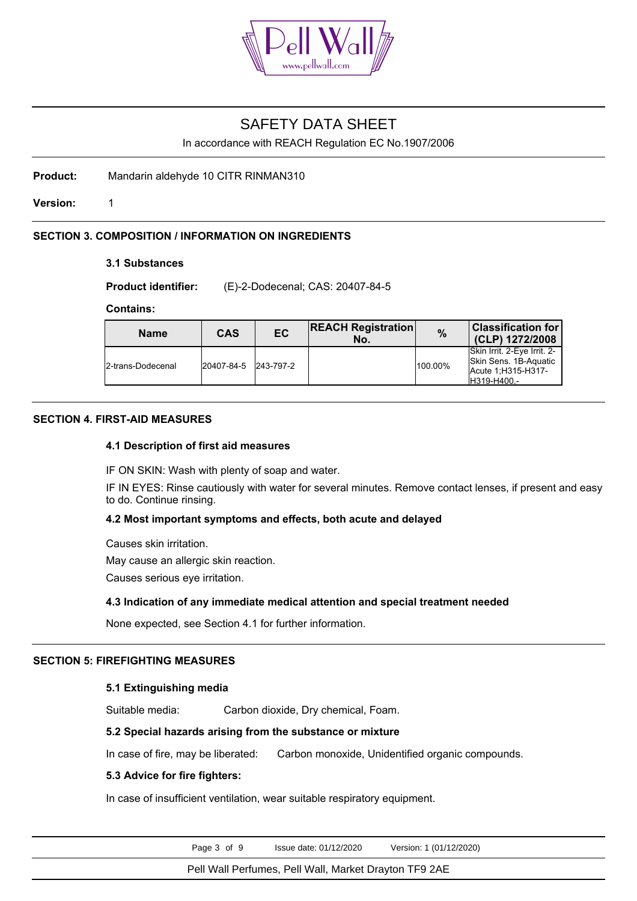# SAFETY DATA SHEET

In accordance with REACH Regulation EC No.1907/2006

**Product:** Mandarin aldehyde 10 CITR RINMAN310

**Version:** 1

## SECTION 3. COMPOSITION / INFORMATION ON INGREDIENTS

### 3.1 Substances

**Product identifier:** (E)-2-Dodecenal; CAS: 20407-84-5

**Contains:**

| Name | CAS | EC | REACH Registration No. | % | Classification for (CLP) 1272/2008 |
|---|---|---|---|---|---|
| 2-trans-Dodecenal | 20407-84-5 | 243-797-2 | | 100.00% | Skin Irrit. 2-Eye Irrit. 2-Skin Sens. 1B-Aquatic Acute 1;H315-H317-H319-H400,- |

## SECTION 4. FIRST-AID MEASURES

### 4.1 Description of first aid measures

IF ON SKIN: Wash with plenty of soap and water.

IF IN EYES: Rinse cautiously with water for several minutes. Remove contact lenses, if present and easy to do. Continue rinsing.

### 4.2 Most important symptoms and effects, both acute and delayed

Causes skin irritation.

May cause an allergic skin reaction.

Causes serious eye irritation.

### 4.3 Indication of any immediate medical attention and special treatment needed

None expected, see Section 4.1 for further information.

## SECTION 5: FIREFIGHTING MEASURES

### 5.1 Extinguishing media

Suitable media: Carbon dioxide, Dry chemical, Foam.

### 5.2 Special hazards arising from the substance or mixture

In case of fire, may be liberated: Carbon monoxide, Unidentified organic compounds.

### 5.3 Advice for fire fighters:

In case of insufficient ventilation, wear suitable respiratory equipment.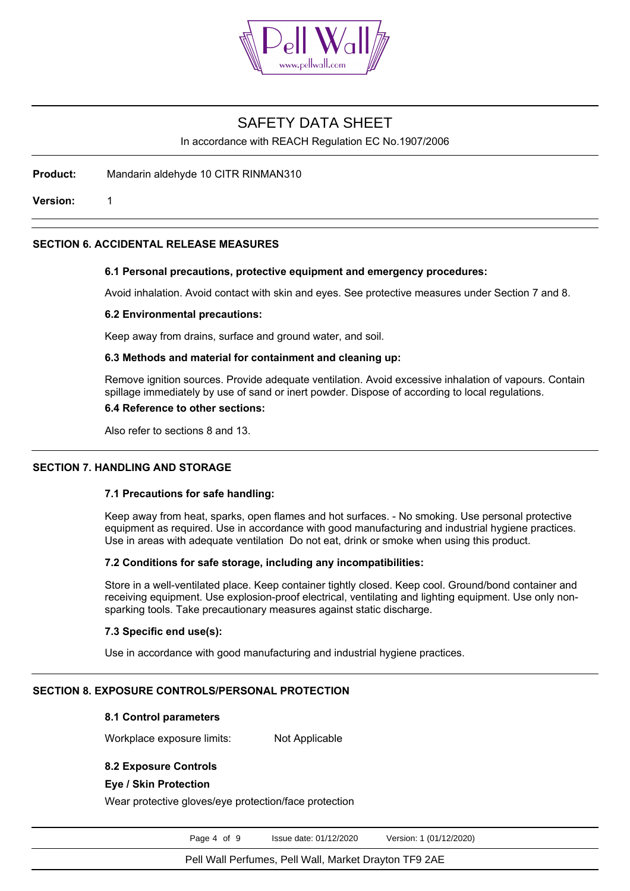# SAFETY DATA SHEET

In accordance with REACH Regulation EC No.1907/2006

**Product:** Mandarin aldehyde 10 CITR RINMAN310

**Version:** 1

## SECTION 6. ACCIDENTAL RELEASE MEASURES

### 6.1 Personal precautions, protective equipment and emergency procedures:

Avoid inhalation. Avoid contact with skin and eyes. See protective measures under Section 7 and 8.

### 6.2 Environmental precautions:

Keep away from drains, surface and ground water, and soil.

### 6.3 Methods and material for containment and cleaning up:

Remove ignition sources. Provide adequate ventilation. Avoid excessive inhalation of vapours. Contain spillage immediately by use of sand or inert powder. Dispose of according to local regulations.

### 6.4 Reference to other sections:

Also refer to sections 8 and 13.

## SECTION 7. HANDLING AND STORAGE

### 7.1 Precautions for safe handling:

Keep away from heat, sparks, open flames and hot surfaces. - No smoking. Use personal protective equipment as required. Use in accordance with good manufacturing and industrial hygiene practices. Use in areas with adequate ventilation  Do not eat, drink or smoke when using this product.

### 7.2 Conditions for safe storage, including any incompatibilities:

Store in a well-ventilated place. Keep container tightly closed. Keep cool. Ground/bond container and receiving equipment. Use explosion-proof electrical, ventilating and lighting equipment. Use only non-sparking tools. Take precautionary measures against static discharge.

### 7.3 Specific end use(s):

Use in accordance with good manufacturing and industrial hygiene practices.

## SECTION 8. EXPOSURE CONTROLS/PERSONAL PROTECTION

### 8.1 Control parameters

Workplace exposure limits: Not Applicable

### 8.2 Exposure Controls

**Eye / Skin Protection**

Wear protective gloves/eye protection/face protection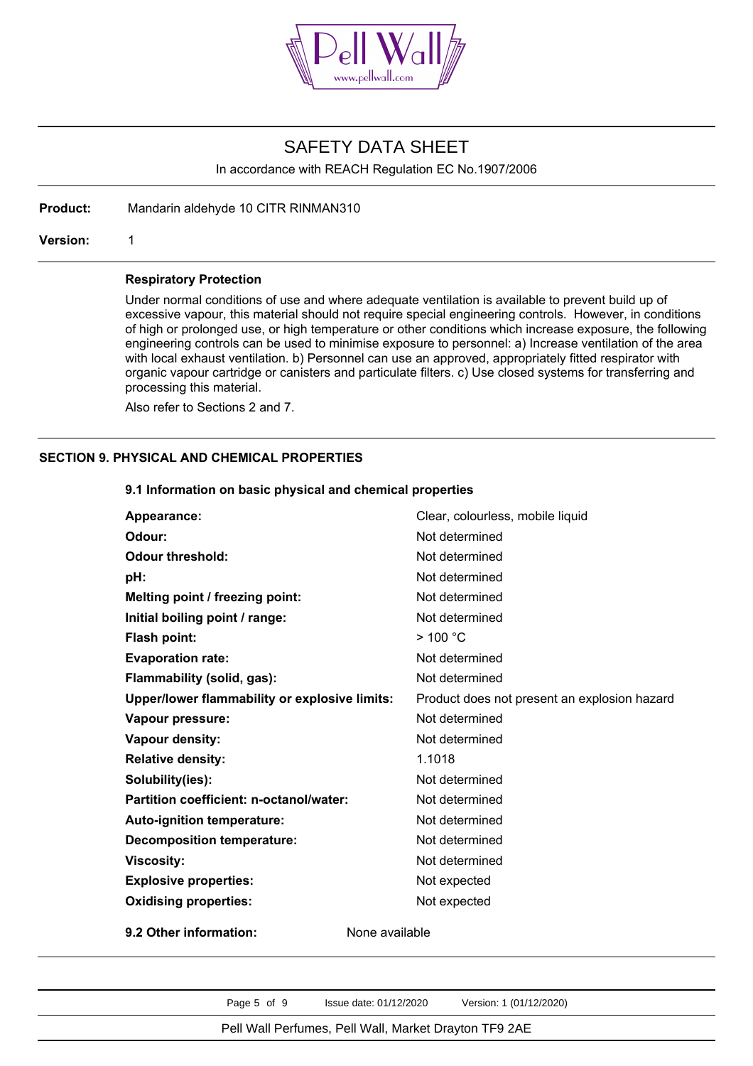# SAFETY DATA SHEET

In accordance with REACH Regulation EC No.1907/2006

**Product:** Mandarin aldehyde 10 CITR RINMAN310

**Version:** 1

**Respiratory Protection**

Under normal conditions of use and where adequate ventilation is available to prevent build up of excessive vapour, this material should not require special engineering controls. However, in conditions of high or prolonged use, or high temperature or other conditions which increase exposure, the following engineering controls can be used to minimise exposure to personnel: a) Increase ventilation of the area with local exhaust ventilation. b) Personnel can use an approved, appropriately fitted respirator with organic vapour cartridge or canisters and particulate filters. c) Use closed systems for transferring and processing this material.

Also refer to Sections 2 and 7.

## SECTION 9. PHYSICAL AND CHEMICAL PROPERTIES

### 9.1 Information on basic physical and chemical properties

| | |
|---|---|
| **Appearance:** | Clear, colourless, mobile liquid |
| **Odour:** | Not determined |
| **Odour threshold:** | Not determined |
| **pH:** | Not determined |
| **Melting point / freezing point:** | Not determined |
| **Initial boiling point / range:** | Not determined |
| **Flash point:** | > 100 °C |
| **Evaporation rate:** | Not determined |
| **Flammability (solid, gas):** | Not determined |
| **Upper/lower flammability or explosive limits:** | Product does not present an explosion hazard |
| **Vapour pressure:** | Not determined |
| **Vapour density:** | Not determined |
| **Relative density:** | 1.1018 |
| **Solubility(ies):** | Not determined |
| **Partition coefficient: n-octanol/water:** | Not determined |
| **Auto-ignition temperature:** | Not determined |
| **Decomposition temperature:** | Not determined |
| **Viscosity:** | Not determined |
| **Explosive properties:** | Not expected |
| **Oxidising properties:** | Not expected |

**9.2 Other information:** None available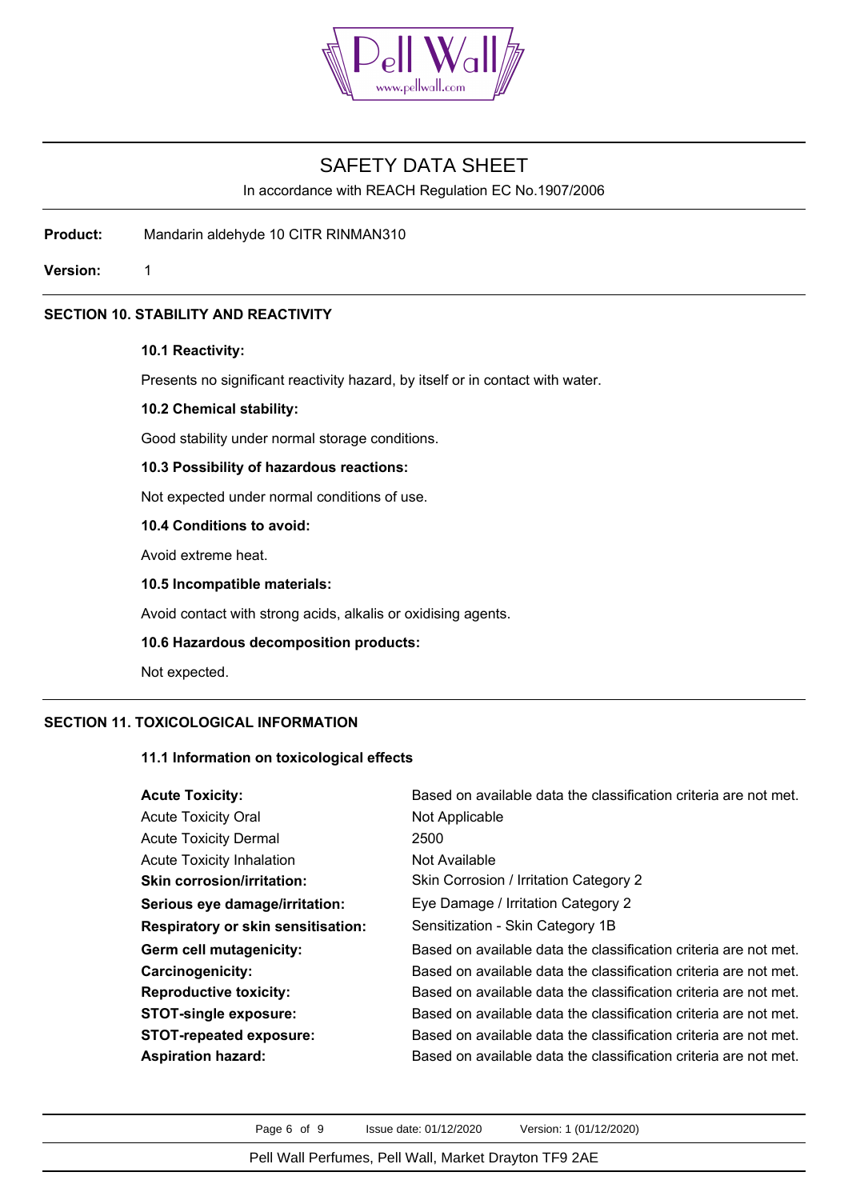# SAFETY DATA SHEET

In accordance with REACH Regulation EC No.1907/2006

**Product:** Mandarin aldehyde 10 CITR RINMAN310

**Version:** 1

## SECTION 10. STABILITY AND REACTIVITY

### 10.1 Reactivity:

Presents no significant reactivity hazard, by itself or in contact with water.

### 10.2 Chemical stability:

Good stability under normal storage conditions.

### 10.3 Possibility of hazardous reactions:

Not expected under normal conditions of use.

### 10.4 Conditions to avoid:

Avoid extreme heat.

### 10.5 Incompatible materials:

Avoid contact with strong acids, alkalis or oxidising agents.

### 10.6 Hazardous decomposition products:

Not expected.

## SECTION 11. TOXICOLOGICAL INFORMATION

### 11.1 Information on toxicological effects

| | |
|---|---|
| **Acute Toxicity:** | Based on available data the classification criteria are not met. |
| Acute Toxicity Oral | Not Applicable |
| Acute Toxicity Dermal | 2500 |
| Acute Toxicity Inhalation | Not Available |
| **Skin corrosion/irritation:** | Skin Corrosion / Irritation Category 2 |
| **Serious eye damage/irritation:** | Eye Damage / Irritation Category 2 |
| **Respiratory or skin sensitisation:** | Sensitization - Skin Category 1B |
| **Germ cell mutagenicity:** | Based on available data the classification criteria are not met. |
| **Carcinogenicity:** | Based on available data the classification criteria are not met. |
| **Reproductive toxicity:** | Based on available data the classification criteria are not met. |
| **STOT-single exposure:** | Based on available data the classification criteria are not met. |
| **STOT-repeated exposure:** | Based on available data the classification criteria are not met. |
| **Aspiration hazard:** | Based on available data the classification criteria are not met. |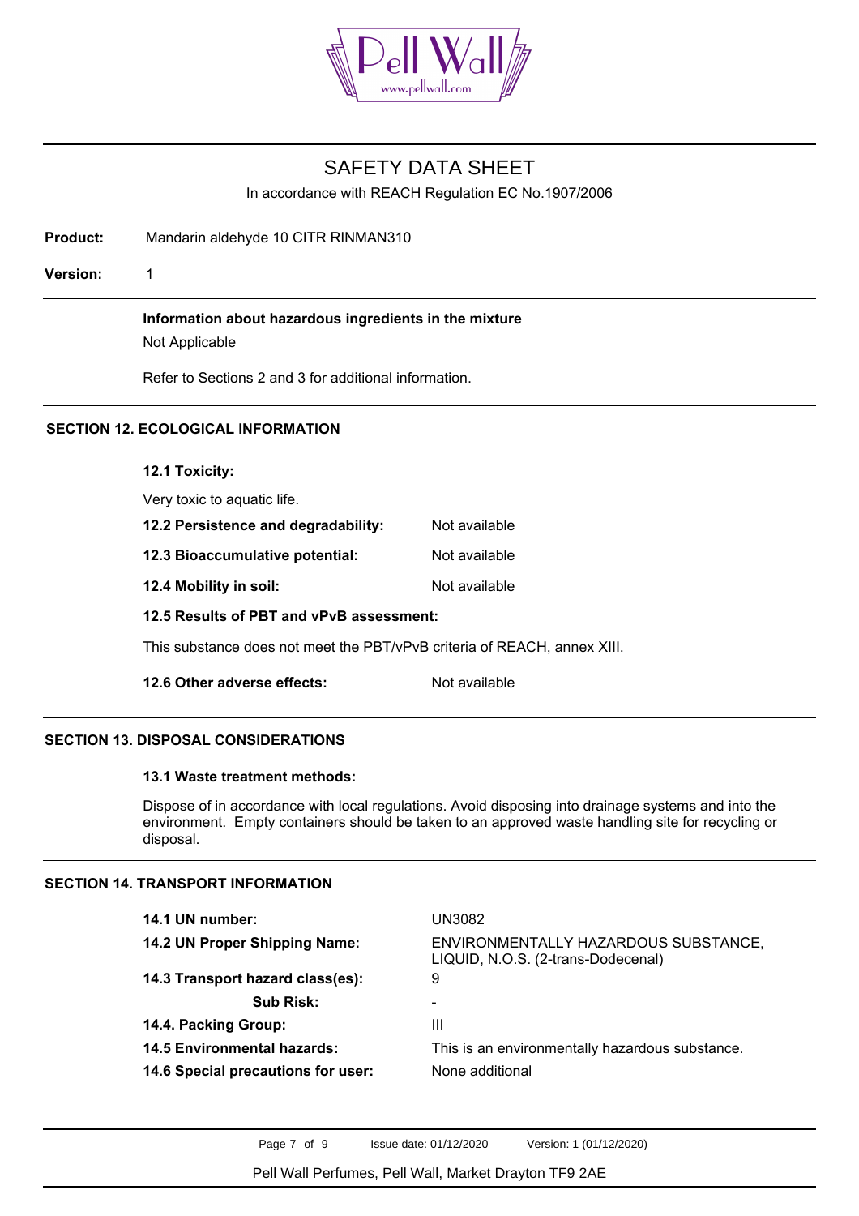# SAFETY DATA SHEET

In accordance with REACH Regulation EC No.1907/2006

**Product:** Mandarin aldehyde 10 CITR RINMAN310

**Version:** 1

**Information about hazardous ingredients in the mixture**

Not Applicable

Refer to Sections 2 and 3 for additional information.

## SECTION 12. ECOLOGICAL INFORMATION

**12.1 Toxicity:**

Very toxic to aquatic life.

**12.2 Persistence and degradability:** Not available

**12.3 Bioaccumulative potential:** Not available

**12.4 Mobility in soil:** Not available

**12.5 Results of PBT and vPvB assessment:**

This substance does not meet the PBT/vPvB criteria of REACH, annex XIII.

**12.6 Other adverse effects:** Not available

## SECTION 13. DISPOSAL CONSIDERATIONS

**13.1 Waste treatment methods:**

Dispose of in accordance with local regulations. Avoid disposing into drainage systems and into the environment. Empty containers should be taken to an approved waste handling site for recycling or disposal.

## SECTION 14. TRANSPORT INFORMATION

| | |
|---|---|
| **14.1 UN number:** | UN3082 |
| **14.2 UN Proper Shipping Name:** | ENVIRONMENTALLY HAZARDOUS SUBSTANCE, LIQUID, N.O.S. (2-trans-Dodecenal) |
| **14.3 Transport hazard class(es):** | 9 |
| **Sub Risk:** | - |
| **14.4. Packing Group:** | III |
| **14.5 Environmental hazards:** | This is an environmentally hazardous substance. |
| **14.6 Special precautions for user:** | None additional |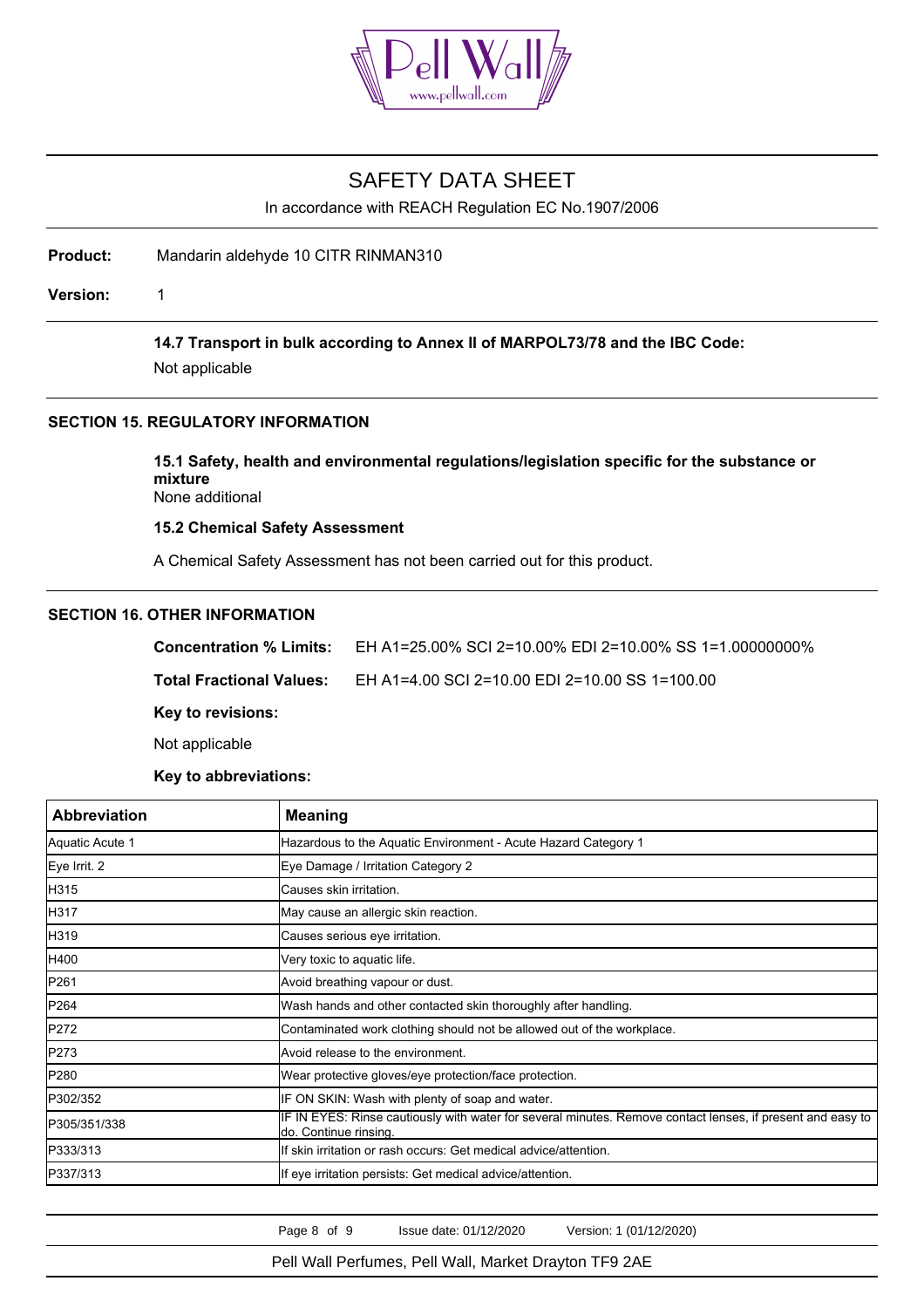# SAFETY DATA SHEET

In accordance with REACH Regulation EC No.1907/2006

**Product:** Mandarin aldehyde 10 CITR RINMAN310

**Version:** 1

**14.7 Transport in bulk according to Annex II of MARPOL73/78 and the IBC Code:**

Not applicable

## SECTION 15. REGULATORY INFORMATION

**15.1 Safety, health and environmental regulations/legislation specific for the substance or mixture**

None additional

**15.2 Chemical Safety Assessment**

A Chemical Safety Assessment has not been carried out for this product.

## SECTION 16. OTHER INFORMATION

**Concentration % Limits:** EH A1=25.00% SCI 2=10.00% EDI 2=10.00% SS 1=1.00000000%

**Total Fractional Values:** EH A1=4.00 SCI 2=10.00 EDI 2=10.00 SS 1=100.00

**Key to revisions:**

Not applicable

**Key to abbreviations:**

| Abbreviation | Meaning |
|---|---|
| Aquatic Acute 1 | Hazardous to the Aquatic Environment - Acute Hazard Category 1 |
| Eye Irrit. 2 | Eye Damage / Irritation Category 2 |
| H315 | Causes skin irritation. |
| H317 | May cause an allergic skin reaction. |
| H319 | Causes serious eye irritation. |
| H400 | Very toxic to aquatic life. |
| P261 | Avoid breathing vapour or dust. |
| P264 | Wash hands and other contacted skin thoroughly after handling. |
| P272 | Contaminated work clothing should not be allowed out of the workplace. |
| P273 | Avoid release to the environment. |
| P280 | Wear protective gloves/eye protection/face protection. |
| P302/352 | IF ON SKIN: Wash with plenty of soap and water. |
| P305/351/338 | IF IN EYES: Rinse cautiously with water for several minutes. Remove contact lenses, if present and easy to do. Continue rinsing. |
| P333/313 | If skin irritation or rash occurs: Get medical advice/attention. |
| P337/313 | If eye irritation persists: Get medical advice/attention. |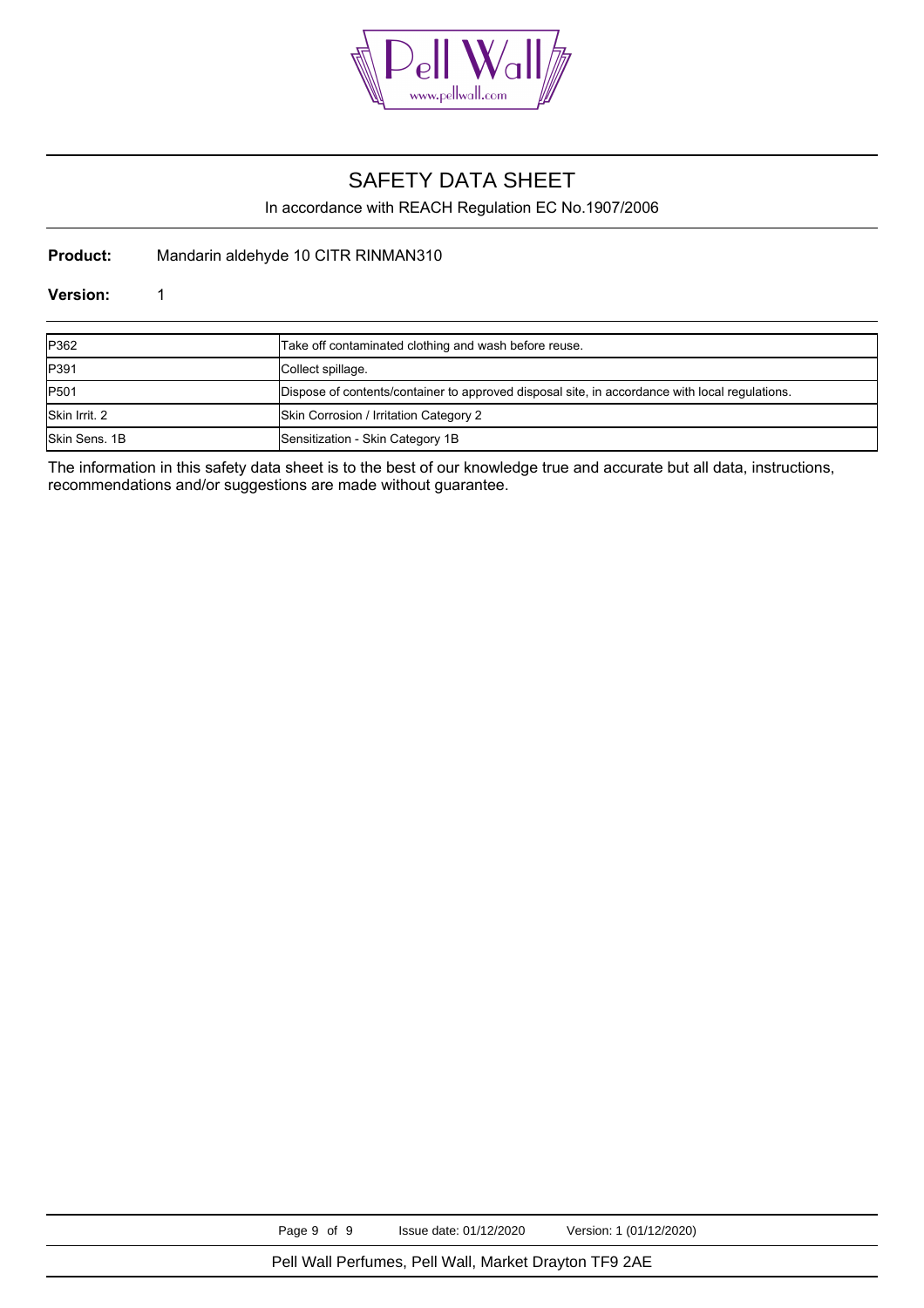| | |
|---|---|
| P362 | Take off contaminated clothing and wash before reuse. |
| P391 | Collect spillage. |
| P501 | Dispose of contents/container to approved disposal site, in accordance with local regulations. |
| Skin Irrit. 2 | Skin Corrosion / Irritation Category 2 |
| Skin Sens. 1B | Sensitization - Skin Category 1B |

The information in this safety data sheet is to the best of our knowledge true and accurate but all data, instructions, recommendations and/or suggestions are made without guarantee.